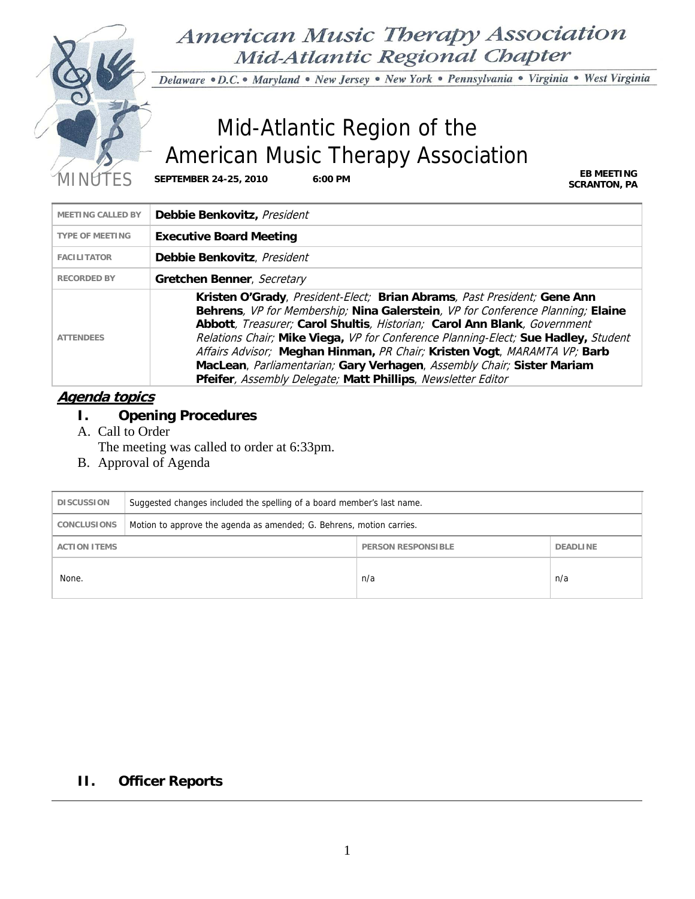# American Music Therapy Association
## Mid-Atlantic Regional Chapter

*Delaware • D.C. • Maryland • New Jersey • New York • Pennsylvania • Virginia • West Virginia*

# Mid-Atlantic Region of the American Music Therapy Association

MINUTES **SEPTEMBER 24-25, 2010** **6:00 PM** **EB MEETING SCRANTON, PA**

| | |
|---|---|
| MEETING CALLED BY | **Debbie Benkovitz,** *President* |
| TYPE OF MEETING | **Executive Board Meeting** |
| FACILITATOR | **Debbie Benkovitz**, *President* |
| RECORDED BY | **Gretchen Benner**, *Secretary* |
| ATTENDEES | **Kristen O'Grady**, *President-Elect;* **Brian Abrams**, *Past President;* **Gene Ann Behrens**, *VP for Membership;* **Nina Galerstein**, *VP for Conference Planning;* **Elaine Abbott**, *Treasurer;* **Carol Shultis**, *Historian;* **Carol Ann Blank**, *Government Relations Chair;* **Mike Viega,** *VP for Conference Planning-Elect;* **Sue Hadley,** *Student Affairs Advisor;* **Meghan Hinman,** *PR Chair;* **Kristen Vogt**, *MARAMTA VP;* **Barb MacLean**, *Parliamentarian;* **Gary Verhagen**, *Assembly Chair;* **Sister Mariam Pfeifer**, *Assembly Delegate;* **Matt Phillips**, *Newsletter Editor* |

## Agenda topics

### I. Opening Procedures

A. Call to Order

The meeting was called to order at 6:33pm.

B. Approval of Agenda

| DISCUSSION | Suggested changes included the spelling of a board member's last name. | |
|---|---|---|
| CONCLUSIONS | Motion to approve the agenda as amended; G. Behrens, motion carries. | |
| **ACTION ITEMS** | **PERSON RESPONSIBLE** | **DEADLINE** |
| None. | n/a | n/a |

### II. Officer Reports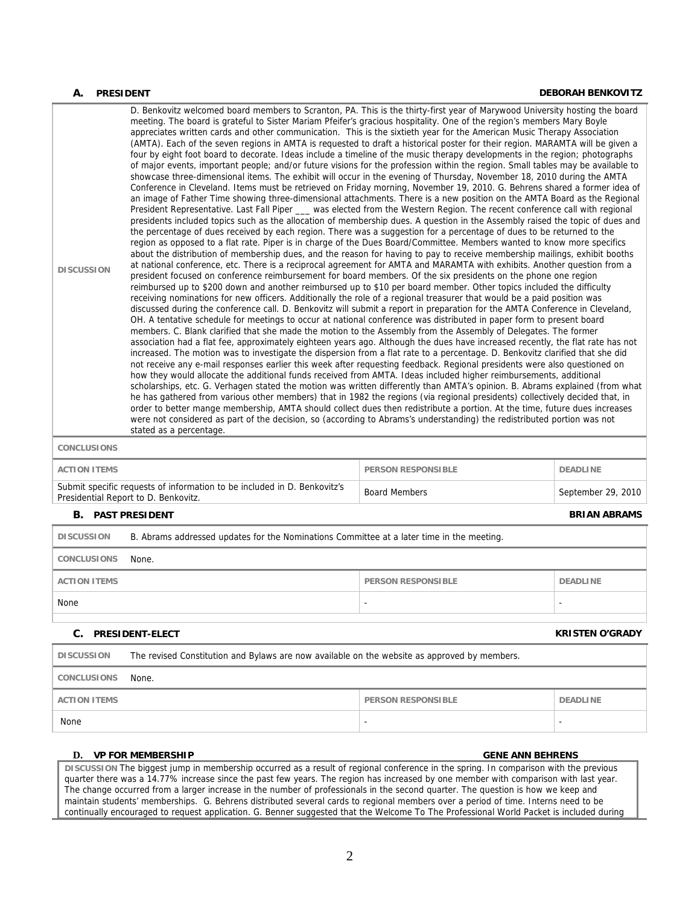## A. PRESIDENT — DEBORAH BENKOVITZ

| | |
|---|---|
| **DISCUSSION** | D. Benkovitz welcomed board members to Scranton, PA. This is the thirty-first year of Marywood University hosting the board meeting. The board is grateful to Sister Mariam Pfeifer's gracious hospitality. One of the region's members Mary Boyle appreciates written cards and other communication. This is the sixtieth year for the American Music Therapy Association (AMTA). Each of the seven regions in AMTA is requested to draft a historical poster for their region. MARAMTA will be given a four by eight foot board to decorate. Ideas include a timeline of the music therapy developments in the region; photographs of major events, important people; and/or future visions for the profession within the region. Small tables may be available to showcase three-dimensional items. The exhibit will occur in the evening of Thursday, November 18, 2010 during the AMTA Conference in Cleveland. Items must be retrieved on Friday morning, November 19, 2010. G. Behrens shared a former idea of an image of Father Time showing three-dimensional attachments. There is a new position on the AMTA Board as the Regional President Representative. Last Fall Piper ___ was elected from the Western Region. The recent conference call with regional presidents included topics such as the allocation of membership dues. A question in the Assembly raised the topic of dues and the percentage of dues received by each region. There was a suggestion for a percentage of dues to be returned to the region as opposed to a flat rate. Piper is in charge of the Dues Board/Committee. Members wanted to know more specifics about the distribution of membership dues, and the reason for having to pay to receive membership mailings, exhibit booths at national conference, etc. There is a reciprocal agreement for AMTA and MARAMTA with exhibits. Another question from a president focused on conference reimbursement for board members. Of the six presidents on the phone one region reimbursed up to $200 down and another reimbursed up to $10 per board member. Other topics included the difficulty receiving nominations for new officers. Additionally the role of a regional treasurer that would be a paid position was discussed during the conference call. D. Benkovitz will submit a report in preparation for the AMTA Conference in Cleveland, OH. A tentative schedule for meetings to occur at national conference was distributed in paper form to present board members. C. Blank clarified that she made the motion to the Assembly from the Assembly of Delegates. The former association had a flat fee, approximately eighteen years ago. Although the dues have increased recently, the flat rate has not increased. The motion was to investigate the dispersion from a flat rate to a percentage. D. Benkovitz clarified that she did not receive any e-mail responses earlier this week after requesting feedback. Regional presidents were also questioned on how they would allocate the additional funds received from AMTA. Ideas included higher reimbursements, additional scholarships, etc. G. Verhagen stated the motion was written differently than AMTA's opinion. B. Abrams explained (from what he has gathered from various other members) that in 1982 the regions (via regional presidents) collectively decided that, in order to better mange membership, AMTA should collect dues then redistribute a portion. At the time, future dues increases were not considered as part of the decision, so (according to Abrams's understanding) the redistributed portion was not stated as a percentage. |
| **CONCLUSIONS** | |

| ACTION ITEMS | PERSON RESPONSIBLE | DEADLINE |
|---|---|---|
| Submit specific requests of information to be included in D. Benkovitz's Presidential Report to D. Benkovitz. | Board Members | September 29, 2010 |

## B. PAST PRESIDENT — BRIAN ABRAMS

| | |
|---|---|
| **DISCUSSION** | B. Abrams addressed updates for the Nominations Committee at a later time in the meeting. |
| **CONCLUSIONS** | None. |

| ACTION ITEMS | PERSON RESPONSIBLE | DEADLINE |
|---|---|---|
| None | - | - |

## C. PRESIDENT-ELECT — KRISTEN O'GRADY

| | |
|---|---|
| **DISCUSSION** | The revised Constitution and Bylaws are now available on the website as approved by members. |
| **CONCLUSIONS** | None. |

| ACTION ITEMS | PERSON RESPONSIBLE | DEADLINE |
|---|---|---|
| None | - | - |

## D. VP FOR MEMBERSHIP — GENE ANN BEHRENS

**DISCUSSION** The biggest jump in membership occurred as a result of regional conference in the spring. In comparison with the previous quarter there was a 14.77% increase since the past few years. The region has increased by one member with comparison with last year. The change occurred from a larger increase in the number of professionals in the second quarter. The question is how we keep and maintain students' memberships. G. Behrens distributed several cards to regional members over a period of time. Interns need to be continually encouraged to request application. G. Benner suggested that the Welcome To The Professional World Packet is included during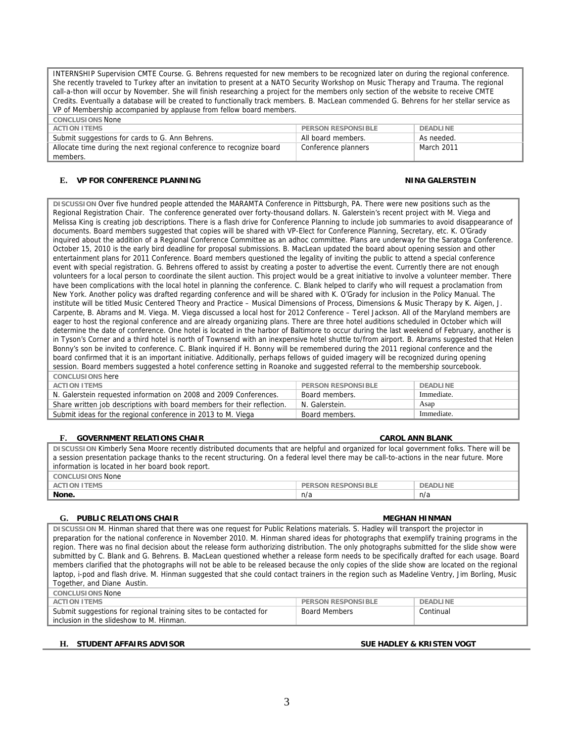INTERNSHIP Supervision CMTE Course. G. Behrens requested for new members to be recognized later on during the regional conference. She recently traveled to Turkey after an invitation to present at a NATO Security Workshop on Music Therapy and Trauma. The regional call-a-thon will occur by November. She will finish researching a project for the members only section of the website to receive CMTE Credits. Eventually a database will be created to functionally track members. B. MacLean commended G. Behrens for her stellar service as VP of Membership accompanied by applause from fellow board members.

**CONCLUSIONS** None

| ACTION ITEMS | PERSON RESPONSIBLE | DEADLINE |
|---|---|---|
| Submit suggestions for cards to G. Ann Behrens. | All board members. | As needed. |
| Allocate time during the next regional conference to recognize board members. | Conference planners | March 2011 |

### E. VP FOR CONFERENCE PLANNING — NINA GALERSTEIN

**DISCUSSION** Over five hundred people attended the MARAMTA Conference in Pittsburgh, PA. There were new positions such as the Regional Registration Chair. The conference generated over forty-thousand dollars. N. Galerstein's recent project with M. Viega and Melissa King is creating job descriptions. There is a flash drive for Conference Planning to include job summaries to avoid disappearance of documents. Board members suggested that copies will be shared with VP-Elect for Conference Planning, Secretary, etc. K. O'Grady inquired about the addition of a Regional Conference Committee as an adhoc committee. Plans are underway for the Saratoga Conference. October 15, 2010 is the early bird deadline for proposal submissions. B. MacLean updated the board about opening session and other entertainment plans for 2011 Conference. Board members questioned the legality of inviting the public to attend a special conference event with special registration. G. Behrens offered to assist by creating a poster to advertise the event. Currently there are not enough volunteers for a local person to coordinate the silent auction. This project would be a great initiative to involve a volunteer member. There have been complications with the local hotel in planning the conference. C. Blank helped to clarify who will request a proclamation from New York. Another policy was drafted regarding conference and will be shared with K. O'Grady for inclusion in the Policy Manual. The institute will be titled Music Centered Theory and Practice – Musical Dimensions of Process, Dimensions & Music Therapy by K. Aigen, J. Carpente, B. Abrams and M. Viega. M. Viega discussed a local host for 2012 Conference – Terel Jackson. All of the Maryland members are eager to host the regional conference and are already organizing plans. There are three hotel auditions scheduled in October which will determine the date of conference. One hotel is located in the harbor of Baltimore to occur during the last weekend of February, another is in Tyson's Corner and a third hotel is north of Townsend with an inexpensive hotel shuttle to/from airport. B. Abrams suggested that Helen Bonny's son be invited to conference. C. Blank inquired if H. Bonny will be remembered during the 2011 regional conference and the board confirmed that it is an important initiative. Additionally, perhaps fellows of guided imagery will be recognized during opening session. Board members suggested a hotel conference setting in Roanoke and suggested referral to the membership sourcebook.

**CONCLUSIONS** here

| ACTION ITEMS | PERSON RESPONSIBLE | DEADLINE |
|---|---|---|
| N. Galerstein requested information on 2008 and 2009 Conferences. | Board members. | Immediate. |
| Share written job descriptions with board members for their reflection. | N. Galerstein. | Asap |
| Submit ideas for the regional conference in 2013 to M. Viega | Board members. | Immediate. |

### F. GOVERNMENT RELATIONS CHAIR — CAROL ANN BLANK

**DISCUSSION** Kimberly Sena Moore recently distributed documents that are helpful and organized for local government folks. There will be a session presentation package thanks to the recent structuring. On a federal level there may be call-to-actions in the near future. More information is located in her board book report.

**CONCLUSIONS** None

| ACTION ITEMS | PERSON RESPONSIBLE | DEADLINE |
|---|---|---|
| **None.** | n/a | n/a |

### G. PUBLIC RELATIONS CHAIR — MEGHAN HINMAN

**DISCUSSION** M. Hinman shared that there was one request for Public Relations materials. S. Hadley will transport the projector in preparation for the national conference in November 2010. M. Hinman shared ideas for photographs that exemplify training programs in the region. There was no final decision about the release form authorizing distribution. The only photographs submitted for the slide show were submitted by C. Blank and G. Behrens. B. MacLean questioned whether a release form needs to be specifically drafted for each usage. Board members clarified that the photographs will not be able to be released because the only copies of the slide show are located on the regional laptop, i-pod and flash drive. M. Hinman suggested that she could contact trainers in the region such as Madeline Ventry, Jim Borling, Music Together, and Diane Austin.

**CONCLUSIONS** None

| ACTION ITEMS | PERSON RESPONSIBLE | DEADLINE |
|---|---|---|
| Submit suggestions for regional training sites to be contacted for inclusion in the slideshow to M. Hinman. | Board Members | Continual |

### H. STUDENT AFFAIRS ADVISOR — SUE HADLEY & KRISTEN VOGT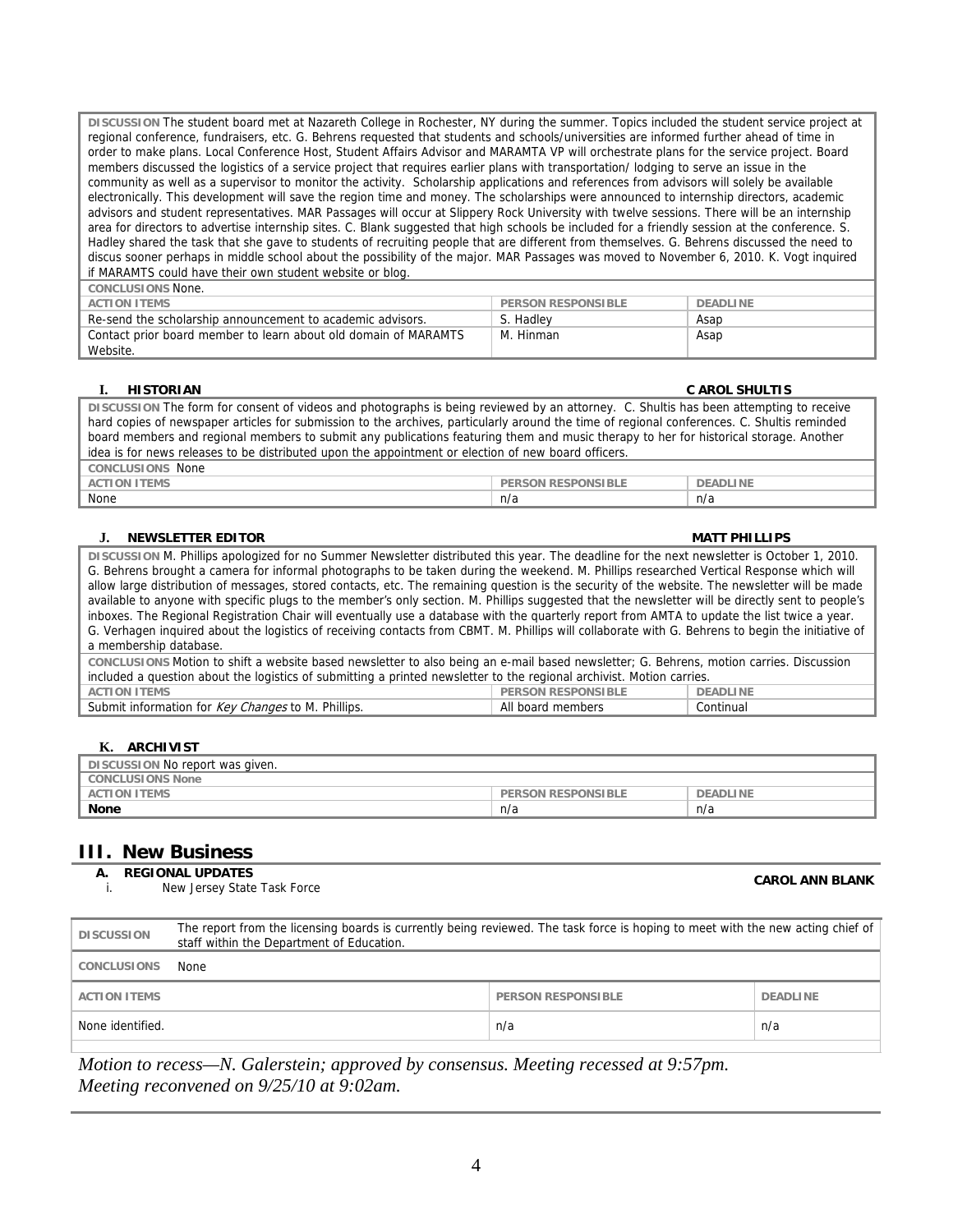**DISCUSSION** The student board met at Nazareth College in Rochester, NY during the summer. Topics included the student service project at regional conference, fundraisers, etc. G. Behrens requested that students and schools/universities are informed further ahead of time in order to make plans. Local Conference Host, Student Affairs Advisor and MARAMTA VP will orchestrate plans for the service project. Board members discussed the logistics of a service project that requires earlier plans with transportation/ lodging to serve an issue in the community as well as a supervisor to monitor the activity. Scholarship applications and references from advisors will solely be available electronically. This development will save the region time and money. The scholarships were announced to internship directors, academic advisors and student representatives. MAR Passages will occur at Slippery Rock University with twelve sessions. There will be an internship area for directors to advertise internship sites. C. Blank suggested that high schools be included for a friendly session at the conference. S. Hadley shared the task that she gave to students of recruiting people that are different from themselves. G. Behrens discussed the need to discus sooner perhaps in middle school about the possibility of the major. MAR Passages was moved to November 6, 2010. K. Vogt inquired if MARAMTS could have their own student website or blog.

**CONCLUSIONS** None.

| ACTION ITEMS | PERSON RESPONSIBLE | DEADLINE |
|---|---|---|
| Re-send the scholarship announcement to academic advisors. | S. Hadley | Asap |
| Contact prior board member to learn about old domain of MARAMTS Website. | M. Hinman | Asap |

### I. HISTORIAN — CAROL SHULTIS

**DISCUSSION** The form for consent of videos and photographs is being reviewed by an attorney. C. Shultis has been attempting to receive hard copies of newspaper articles for submission to the archives, particularly around the time of regional conferences. C. Shultis reminded board members and regional members to submit any publications featuring them and music therapy to her for historical storage. Another idea is for news releases to be distributed upon the appointment or election of new board officers.

**CONCLUSIONS** None

| ACTION ITEMS | PERSON RESPONSIBLE | DEADLINE |
|---|---|---|
| None | n/a | n/a |

### J. NEWSLETTER EDITOR — MATT PHILLIPS

**DISCUSSION** M. Phillips apologized for no Summer Newsletter distributed this year. The deadline for the next newsletter is October 1, 2010. G. Behrens brought a camera for informal photographs to be taken during the weekend. M. Phillips researched Vertical Response which will allow large distribution of messages, stored contacts, etc. The remaining question is the security of the website. The newsletter will be made available to anyone with specific plugs to the member's only section. M. Phillips suggested that the newsletter will be directly sent to people's inboxes. The Regional Registration Chair will eventually use a database with the quarterly report from AMTA to update the list twice a year. G. Verhagen inquired about the logistics of receiving contacts from CBMT. M. Phillips will collaborate with G. Behrens to begin the initiative of a membership database.

**CONCLUSIONS** Motion to shift a website based newsletter to also being an e-mail based newsletter; G. Behrens, motion carries. Discussion included a question about the logistics of submitting a printed newsletter to the regional archivist. Motion carries.

| ACTION ITEMS | PERSON RESPONSIBLE | DEADLINE |
|---|---|---|
| Submit information for *Key Changes* to M. Phillips. | All board members | Continual |

### K. ARCHIVIST

**DISCUSSION** No report was given.

**CONCLUSIONS** None

| ACTION ITEMS | PERSON RESPONSIBLE | DEADLINE |
|---|---|---|
| **None** | n/a | n/a |

## III. New Business

### A. REGIONAL UPDATES — CAROL ANN BLANK

i. New Jersey State Task Force

**DISCUSSION** The report from the licensing boards is currently being reviewed. The task force is hoping to meet with the new acting chief of staff within the Department of Education.

**CONCLUSIONS** None

| ACTION ITEMS | PERSON RESPONSIBLE | DEADLINE |
|---|---|---|
| None identified. | n/a | n/a |

*Motion to recess—N. Galerstein; approved by consensus. Meeting recessed at 9:57pm.*
*Meeting reconvened on 9/25/10 at 9:02am.*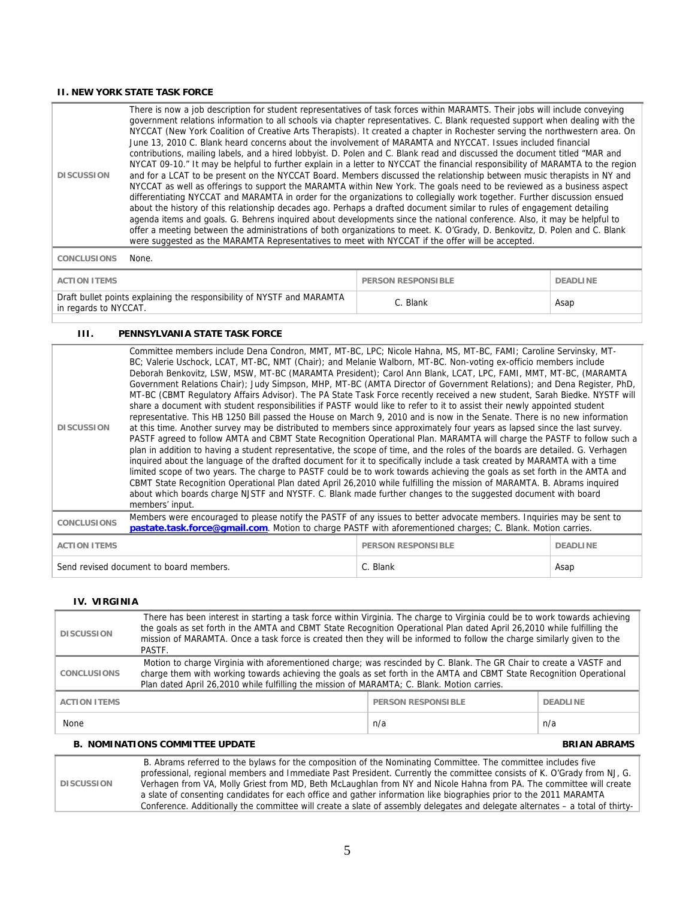### II. NEW YORK STATE TASK FORCE

| | |
|---|---|
| **DISCUSSION** | There is now a job description for student representatives of task forces within MARAMTS. Their jobs will include conveying government relations information to all schools via chapter representatives. C. Blank requested support when dealing with the NYCCAT (New York Coalition of Creative Arts Therapists). It created a chapter in Rochester serving the northwestern area. On June 13, 2010 C. Blank heard concerns about the involvement of MARAMTA and NYCCAT. Issues included financial contributions, mailing labels, and a hired lobbyist. D. Polen and C. Blank read and discussed the document titled "MAR and NYCAT 09-10." It may be helpful to further explain in a letter to NYCCAT the financial responsibility of MARAMTA to the region and for a LCAT to be present on the NYCCAT Board. Members discussed the relationship between music therapists in NY and NYCCAT as well as offerings to support the MARAMTA within New York. The goals need to be reviewed as a business aspect differentiating NYCCAT and MARAMTA in order for the organizations to collegially work together. Further discussion ensued about the history of this relationship decades ago. Perhaps a drafted document similar to rules of engagement detailing agenda items and goals. G. Behrens inquired about developments since the national conference. Also, it may be helpful to offer a meeting between the administrations of both organizations to meet. K. O'Grady, D. Benkovitz, D. Polen and C. Blank were suggested as the MARAMTA Representatives to meet with NYCCAT if the offer will be accepted. |
| **CONCLUSIONS** | None. |

| ACTION ITEMS | PERSON RESPONSIBLE | DEADLINE |
|---|---|---|
| Draft bullet points explaining the responsibility of NYSTF and MARAMTA in regards to NYCCAT. | C. Blank | Asap |

### III. PENNSYLVANIA STATE TASK FORCE

| | |
|---|---|
| **DISCUSSION** | Committee members include Dena Condron, MMT, MT-BC, LPC; Nicole Hahna, MS, MT-BC, FAMI; Caroline Servinsky, MT-BC; Valerie Uschock, LCAT, MT-BC, NMT (Chair); and Melanie Walborn, MT-BC. Non-voting ex-officio members include Deborah Benkovitz, LSW, MSW, MT-BC (MARAMTA President); Carol Ann Blank, LCAT, LPC, FAMI, MMT, MT-BC, (MARAMTA Government Relations Chair); Judy Simpson, MHP, MT-BC (AMTA Director of Government Relations); and Dena Register, PhD, MT-BC (CBMT Regulatory Affairs Advisor). The PA State Task Force recently received a new student, Sarah Biedke. NYSTF will share a document with student responsibilities if PASTF would like to refer to it to assist their newly appointed student representative. This HB 1250 Bill passed the House on March 9, 2010 and is now in the Senate. There is no new information at this time. Another survey may be distributed to members since approximately four years as lapsed since the last survey. PASTF agreed to follow AMTA and CBMT State Recognition Operational Plan. MARAMTA will charge the PASTF to follow such a plan in addition to having a student representative, the scope of time, and the roles of the boards are detailed. G. Verhagen inquired about the language of the drafted document for it to specifically include a task created by MARAMTA with a time limited scope of two years. The charge to PASTF could be to work towards achieving the goals as set forth in the AMTA and CBMT State Recognition Operational Plan dated April 26,2010 while fulfilling the mission of MARAMTA. B. Abrams inquired about which boards charge NJSTF and NYSTF. C. Blank made further changes to the suggested document with board members' input. |
| **CONCLUSIONS** | Members were encouraged to please notify the PASTF of any issues to better advocate members. Inquiries may be sent to **pastate.task.force@gmail.com**. Motion to charge PASTF with aforementioned charges; C. Blank. Motion carries. |

| ACTION ITEMS | PERSON RESPONSIBLE | DEADLINE |
|---|---|---|
| Send revised document to board members. | C. Blank | Asap |

### IV. VIRGINIA

| | |
|---|---|
| **DISCUSSION** | There has been interest in starting a task force within Virginia. The charge to Virginia could be to work towards achieving the goals as set forth in the AMTA and CBMT State Recognition Operational Plan dated April 26,2010 while fulfilling the mission of MARAMTA. Once a task force is created then they will be informed to follow the charge similarly given to the PASTF. |
| **CONCLUSIONS** | Motion to charge Virginia with aforementioned charge; was rescinded by C. Blank. The GR Chair to create a VASTF and charge them with working towards achieving the goals as set forth in the AMTA and CBMT State Recognition Operational Plan dated April 26,2010 while fulfilling the mission of MARAMTA; C. Blank. Motion carries. |

| ACTION ITEMS | PERSON RESPONSIBLE | DEADLINE |
|---|---|---|
| None | n/a | n/a |

### B. NOMINATIONS COMMITTEE UPDATE — BRIAN ABRAMS

| | |
|---|---|
| **DISCUSSION** | B. Abrams referred to the bylaws for the composition of the Nominating Committee. The committee includes five professional, regional members and Immediate Past President. Currently the committee consists of K. O'Grady from NJ, G. Verhagen from VA, Molly Griest from MD, Beth McLaughlan from NY and Nicole Hahna from PA. The committee will create a slate of consenting candidates for each office and gather information like biographies prior to the 2011 MARAMTA Conference. Additionally the committee will create a slate of assembly delegates and delegate alternates – a total of thirty- |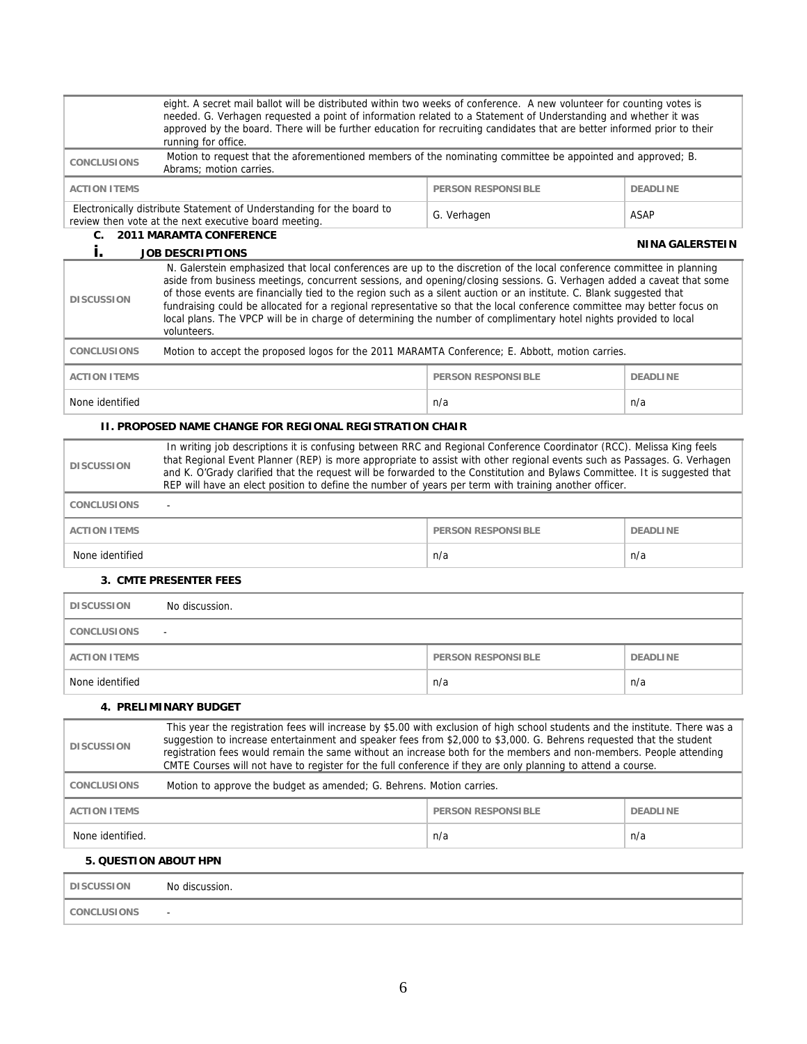| | | | |
|---|---|---|---|
| | eight. A secret mail ballot will be distributed within two weeks of conference. A new volunteer for counting votes is needed. G. Verhagen requested a point of information related to a Statement of Understanding and whether it was approved by the board. There will be further education for recruiting candidates that are better informed prior to their running for office. | | |
| **CONCLUSIONS** | Motion to request that the aforementioned members of the nominating committee be appointed and approved; B. Abrams; motion carries. | | |
| **ACTION ITEMS** | | **PERSON RESPONSIBLE** | **DEADLINE** |
| Electronically distribute Statement of Understanding for the board to review then vote at the next executive board meeting. | | G. Verhagen | ASAP |

### C. 2011 MARAMTA CONFERENCE

#### i. JOB DESCRIPTIONS

**NINA GALERSTEIN**

| | | | |
|---|---|---|---|
| **DISCUSSION** | N. Galerstein emphasized that local conferences are up to the discretion of the local conference committee in planning aside from business meetings, concurrent sessions, and opening/closing sessions. G. Verhagen added a caveat that some of those events are financially tied to the region such as a silent auction or an institute. C. Blank suggested that fundraising could be allocated for a regional representative so that the local conference committee may better focus on local plans. The VPCP will be in charge of determining the number of complimentary hotel nights provided to local volunteers. | | |
| **CONCLUSIONS** | Motion to accept the proposed logos for the 2011 MARAMTA Conference; E. Abbott, motion carries. | | |
| **ACTION ITEMS** | | **PERSON RESPONSIBLE** | **DEADLINE** |
| None identified | | n/a | n/a |

#### II. PROPOSED NAME CHANGE FOR REGIONAL REGISTRATION CHAIR

| | | | |
|---|---|---|---|
| **DISCUSSION** | In writing job descriptions it is confusing between RRC and Regional Conference Coordinator (RCC). Melissa King feels that Regional Event Planner (REP) is more appropriate to assist with other regional events such as Passages. G. Verhagen and K. O'Grady clarified that the request will be forwarded to the Constitution and Bylaws Committee. It is suggested that REP will have an elect position to define the number of years per term with training another officer. | | |
| **CONCLUSIONS** | - | | |
| **ACTION ITEMS** | | **PERSON RESPONSIBLE** | **DEADLINE** |
| None identified | | n/a | n/a |

#### 3. CMTE PRESENTER FEES

| | | | |
|---|---|---|---|
| **DISCUSSION** | No discussion. | | |
| **CONCLUSIONS** | - | | |
| **ACTION ITEMS** | | **PERSON RESPONSIBLE** | **DEADLINE** |
| None identified | | n/a | n/a |

#### 4. PRELIMINARY BUDGET

| | | | |
|---|---|---|---|
| **DISCUSSION** | This year the registration fees will increase by $5.00 with exclusion of high school students and the institute. There was a suggestion to increase entertainment and speaker fees from $2,000 to $3,000. G. Behrens requested that the student registration fees would remain the same without an increase both for the members and non-members. People attending CMTE Courses will not have to register for the full conference if they are only planning to attend a course. | | |
| **CONCLUSIONS** | Motion to approve the budget as amended; G. Behrens. Motion carries. | | |
| **ACTION ITEMS** | | **PERSON RESPONSIBLE** | **DEADLINE** |
| None identified. | | n/a | n/a |

#### 5. QUESTION ABOUT HPN

| | |
|---|---|
| **DISCUSSION** | No discussion. |
| **CONCLUSIONS** | - |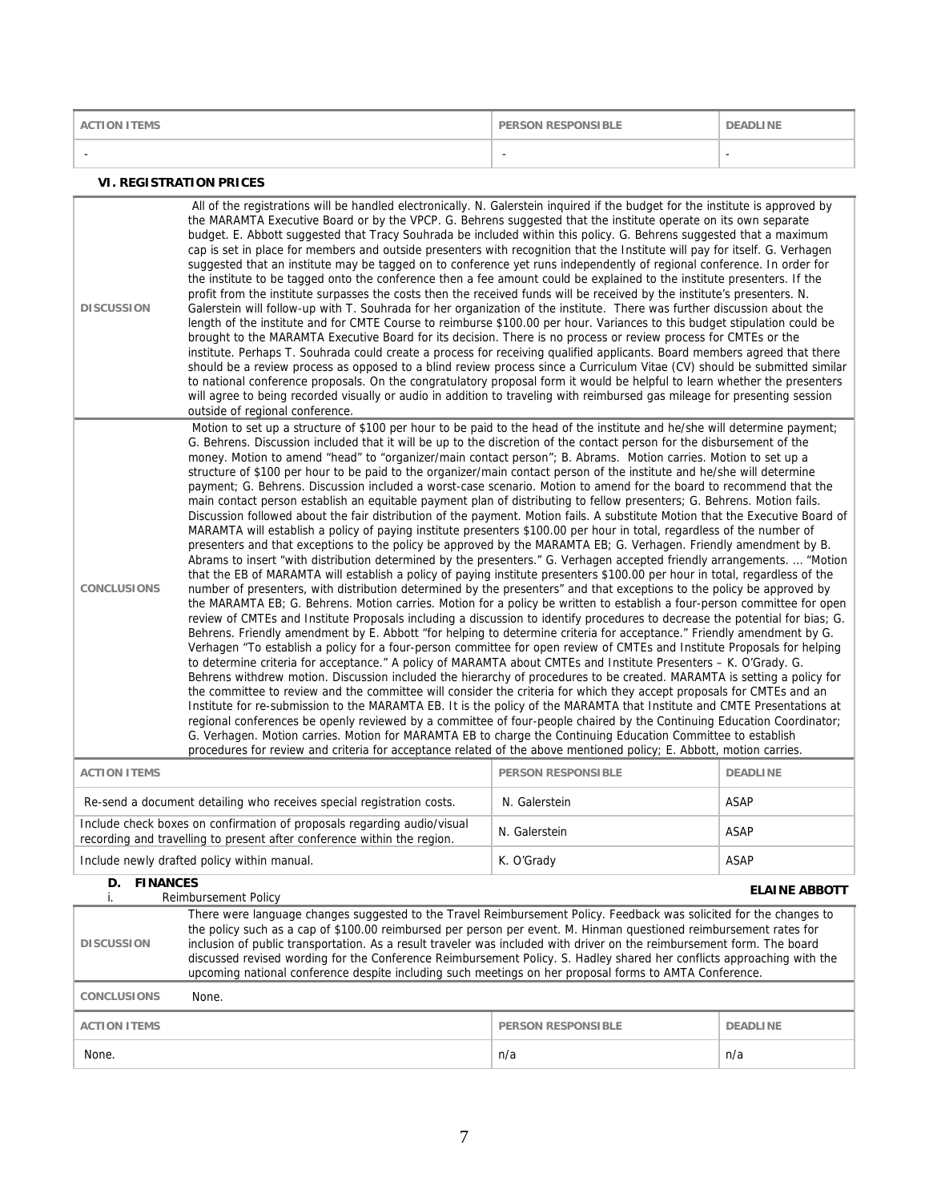| ACTION ITEMS | PERSON RESPONSIBLE | DEADLINE |
|---|---|---|
| - | - | - |

### VI. REGISTRATION PRICES

| | |
|---|---|
| DISCUSSION | All of the registrations will be handled electronically. N. Galerstein inquired if the budget for the institute is approved by the MARAMTA Executive Board or by the VPCP. G. Behrens suggested that the institute operate on its own separate budget. E. Abbott suggested that Tracy Souhrada be included within this policy. G. Behrens suggested that a maximum cap is set in place for members and outside presenters with recognition that the Institute will pay for itself. G. Verhagen suggested that an institute may be tagged on to conference yet runs independently of regional conference. In order for the institute to be tagged onto the conference then a fee amount could be explained to the institute presenters. If the profit from the institute surpasses the costs then the received funds will be received by the institute's presenters. N. Galerstein will follow-up with T. Souhrada for her organization of the institute. There was further discussion about the length of the institute and for CMTE Course to reimburse $100.00 per hour. Variances to this budget stipulation could be brought to the MARAMTA Executive Board for its decision. There is no process or review process for CMTEs or the institute. Perhaps T. Souhrada could create a process for receiving qualified applicants. Board members agreed that there should be a review process as opposed to a blind review process since a Curriculum Vitae (CV) should be submitted similar to national conference proposals. On the congratulatory proposal form it would be helpful to learn whether the presenters will agree to being recorded visually or audio in addition to traveling with reimbursed gas mileage for presenting session outside of regional conference. |
| CONCLUSIONS | Motion to set up a structure of $100 per hour to be paid to the head of the institute and he/she will determine payment; G. Behrens. Discussion included that it will be up to the discretion of the contact person for the disbursement of the money. Motion to amend "head" to "organizer/main contact person"; B. Abrams. Motion carries. Motion to set up a structure of $100 per hour to be paid to the organizer/main contact person of the institute and he/she will determine payment; G. Behrens. Discussion included a worst-case scenario. Motion to amend for the board to recommend that the main contact person establish an equitable payment plan of distributing to fellow presenters; G. Behrens. Motion fails. Discussion followed about the fair distribution of the payment. Motion fails. A substitute Motion that the Executive Board of MARAMTA will establish a policy of paying institute presenters $100.00 per hour in total, regardless of the number of presenters and that exceptions to the policy be approved by the MARAMTA EB; G. Verhagen. Friendly amendment by B. Abrams to insert "with distribution determined by the presenters." G. Verhagen accepted friendly arrangements. … "Motion that the EB of MARAMTA will establish a policy of paying institute presenters $100.00 per hour in total, regardless of the number of presenters, with distribution determined by the presenters" and that exceptions to the policy be approved by the MARAMTA EB; G. Behrens. Motion carries. Motion for a policy be written to establish a four-person committee for open review of CMTEs and Institute Proposals including a discussion to identify procedures to decrease the potential for bias; G. Behrens. Friendly amendment by E. Abbott "for helping to determine criteria for acceptance." Friendly amendment by G. Verhagen "To establish a policy for a four-person committee for open review of CMTEs and Institute Proposals for helping to determine criteria for acceptance." A policy of MARAMTA about CMTEs and Institute Presenters – K. O'Grady. G. Behrens withdrew motion. Discussion included the hierarchy of procedures to be created. MARAMTA is setting a policy for the committee to review and the committee will consider the criteria for which they accept proposals for CMTEs and an Institute for re-submission to the MARAMTA EB. It is the policy of the MARAMTA that Institute and CMTE Presentations at regional conferences be openly reviewed by a committee of four-people chaired by the Continuing Education Coordinator; G. Verhagen. Motion carries. Motion for MARAMTA EB to charge the Continuing Education Committee to establish procedures for review and criteria for acceptance related of the above mentioned policy; E. Abbott, motion carries. |

| ACTION ITEMS | PERSON RESPONSIBLE | DEADLINE |
|---|---|---|
| Re-send a document detailing who receives special registration costs. | N. Galerstein | ASAP |
| Include check boxes on confirmation of proposals regarding audio/visual recording and travelling to present after conference within the region. | N. Galerstein | ASAP |
| Include newly drafted policy within manual. | K. O'Grady | ASAP |

**D. FINANCES** — **ELAINE ABBOTT**

i. Reimbursement Policy

| | |
|---|---|
| DISCUSSION | There were language changes suggested to the Travel Reimbursement Policy. Feedback was solicited for the changes to the policy such as a cap of $100.00 reimbursed per person per event. M. Hinman questioned reimbursement rates for inclusion of public transportation. As a result traveler was included with driver on the reimbursement form. The board discussed revised wording for the Conference Reimbursement Policy. S. Hadley shared her conflicts approaching with the upcoming national conference despite including such meetings on her proposal forms to AMTA Conference. |
| CONCLUSIONS | None. |

| ACTION ITEMS | PERSON RESPONSIBLE | DEADLINE |
|---|---|---|
| None. | n/a | n/a |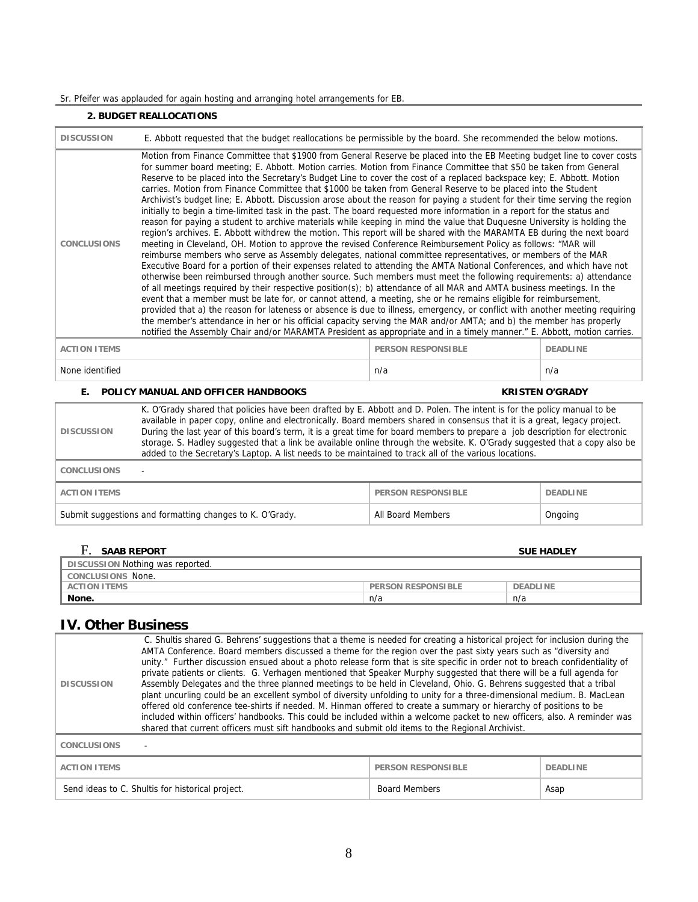Sr. Pfeifer was applauded for again hosting and arranging hotel arrangements for EB.

### 2. BUDGET REALLOCATIONS

| | | |
|---|---|---|
| DISCUSSION | E. Abbott requested that the budget reallocations be permissible by the board. She recommended the below motions. | |
| CONCLUSIONS | Motion from Finance Committee that $1900 from General Reserve be placed into the EB Meeting budget line to cover costs for summer board meeting; E. Abbott. Motion carries. Motion from Finance Committee that $50 be taken from General Reserve to be placed into the Secretary's Budget Line to cover the cost of a replaced backspace key; E. Abbott. Motion carries. Motion from Finance Committee that $1000 be taken from General Reserve to be placed into the Student Archivist's budget line; E. Abbott. Discussion arose about the reason for paying a student for their time serving the region initially to begin a time-limited task in the past. The board requested more information in a report for the status and reason for paying a student to archive materials while keeping in mind the value that Duquesne University is holding the region's archives. E. Abbott withdrew the motion. This report will be shared with the MARAMTA EB during the next board meeting in Cleveland, OH. Motion to approve the revised Conference Reimbursement Policy as follows: "MAR will reimburse members who serve as Assembly delegates, national committee representatives, or members of the MAR Executive Board for a portion of their expenses related to attending the AMTA National Conferences, and which have not otherwise been reimbursed through another source. Such members must meet the following requirements: a) attendance of all meetings required by their respective position(s); b) attendance of all MAR and AMTA business meetings. In the event that a member must be late for, or cannot attend, a meeting, she or he remains eligible for reimbursement, provided that a) the reason for lateness or absence is due to illness, emergency, or conflict with another meeting requiring the member's attendance in her or his official capacity serving the MAR and/or AMTA; and b) the member has properly notified the Assembly Chair and/or MARAMTA President as appropriate and in a timely manner." E. Abbott, motion carries. | |
| ACTION ITEMS | PERSON RESPONSIBLE | DEADLINE |
| None identified | n/a | n/a |

### E. POLICY MANUAL AND OFFICER HANDBOOKS — KRISTEN O'GRADY

| | | |
|---|---|---|
| DISCUSSION | K. O'Grady shared that policies have been drafted by E. Abbott and D. Polen. The intent is for the policy manual to be available in paper copy, online and electronically. Board members shared in consensus that it is a great, legacy project. During the last year of this board's term, it is a great time for board members to prepare a job description for electronic storage. S. Hadley suggested that a link be available online through the website. K. O'Grady suggested that a copy also be added to the Secretary's Laptop. A list needs to be maintained to track all of the various locations. | |
| CONCLUSIONS | - | |
| ACTION ITEMS | PERSON RESPONSIBLE | DEADLINE |
| Submit suggestions and formatting changes to K. O'Grady. | All Board Members | Ongoing |

### F. SAAB REPORT — SUE HADLEY

| | | |
|---|---|---|
| DISCUSSION Nothing was reported. | | |
| CONCLUSIONS None. | | |
| ACTION ITEMS | PERSON RESPONSIBLE | DEADLINE |
| **None.** | n/a | n/a |

## IV. Other Business

| | | |
|---|---|---|
| DISCUSSION | C. Shultis shared G. Behrens' suggestions that a theme is needed for creating a historical project for inclusion during the AMTA Conference. Board members discussed a theme for the region over the past sixty years such as "diversity and unity." Further discussion ensued about a photo release form that is site specific in order not to breach confidentiality of private patients or clients. G. Verhagen mentioned that Speaker Murphy suggested that there will be a full agenda for Assembly Delegates and the three planned meetings to be held in Cleveland, Ohio. G. Behrens suggested that a tribal plant uncurling could be an excellent symbol of diversity unfolding to unity for a three-dimensional medium. B. MacLean offered old conference tee-shirts if needed. M. Hinman offered to create a summary or hierarchy of positions to be included within officers' handbooks. This could be included within a welcome packet to new officers, also. A reminder was shared that current officers must sift handbooks and submit old items to the Regional Archivist. | |
| CONCLUSIONS | - | |
| ACTION ITEMS | PERSON RESPONSIBLE | DEADLINE |
| Send ideas to C. Shultis for historical project. | Board Members | Asap |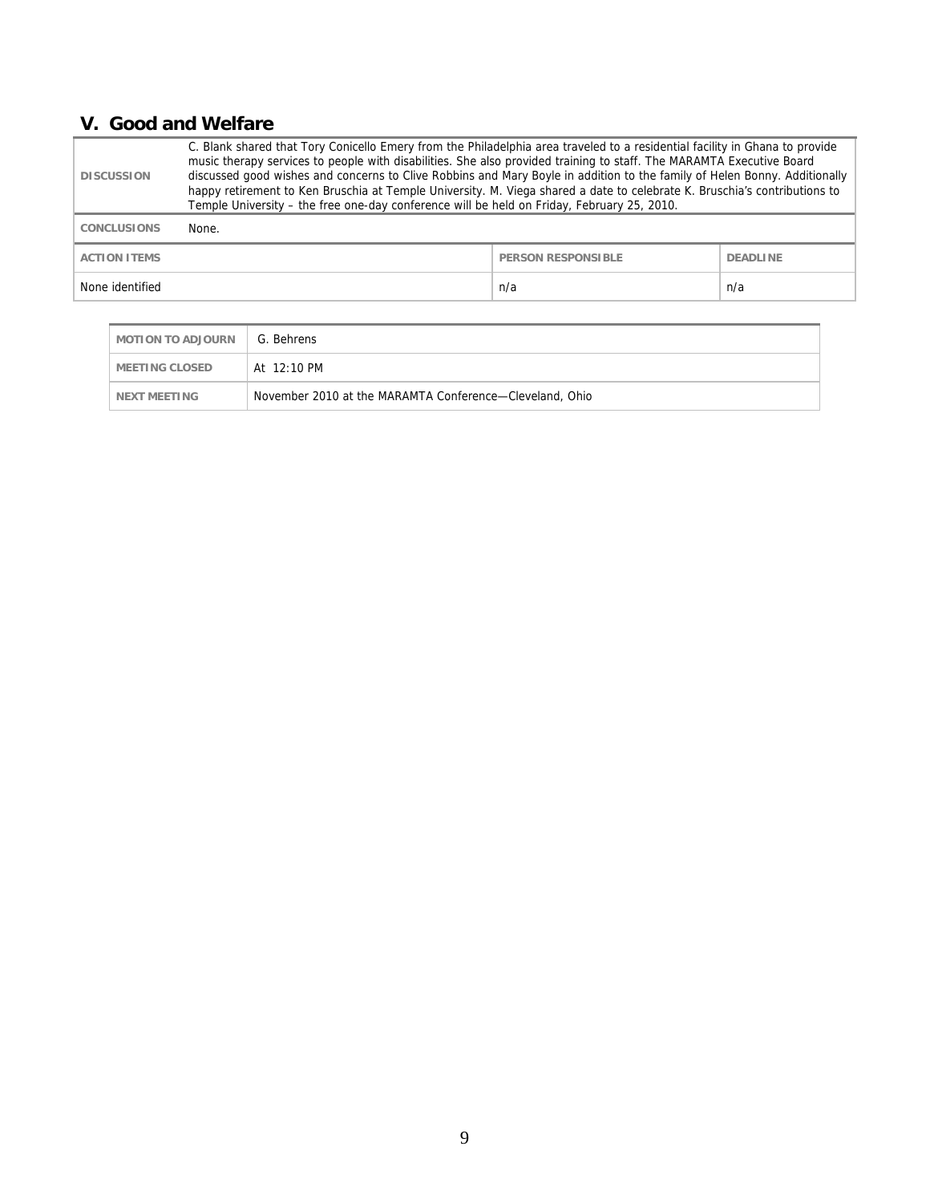## V. Good and Welfare

| | | | |
|---|---|---|---|
| DISCUSSION | C. Blank shared that Tory Conicello Emery from the Philadelphia area traveled to a residential facility in Ghana to provide music therapy services to people with disabilities. She also provided training to staff. The MARAMTA Executive Board discussed good wishes and concerns to Clive Robbins and Mary Boyle in addition to the family of Helen Bonny. Additionally happy retirement to Ken Bruschia at Temple University. M. Viega shared a date to celebrate K. Bruschia's contributions to Temple University – the free one-day conference will be held on Friday, February 25, 2010. | | |
| CONCLUSIONS | None. | | |
| ACTION ITEMS | | PERSON RESPONSIBLE | DEADLINE |
| None identified | | n/a | n/a |

| | |
|---|---|
| MOTION TO ADJOURN | G. Behrens |
| MEETING CLOSED | At 12:10 PM |
| NEXT MEETING | November 2010 at the MARAMTA Conference—Cleveland, Ohio |